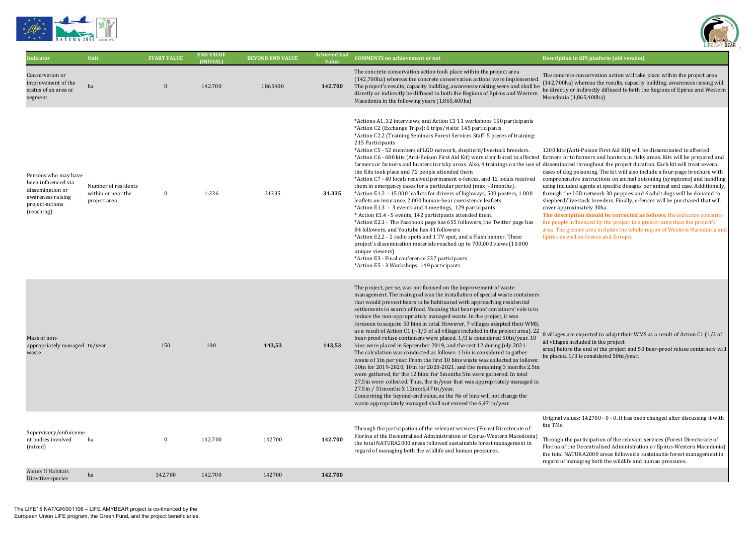| Indicator | Unit | START VALUE | END VALUE (INITIAL) | BEYOND END VALUE | Achieved End Value | COMMENTS on achievement or not | Description in KPI platform (old version) |
|---|---|---|---|---|---|---|---|
| Conservation or improvement of the status of an area or segment | ha | 0 | 142.700 | 1865400 | **142.700** | The concrete conservation action took place within the project area (142,700ha) whereas the concrete conservation actions were implemented. The project's results, capacity building, awareness-raising were and shall be directly or indirectly be diffused to both the Regions of Epirus and Western Macedonia in the following years (1,865,400ha) | The concrete conservation action will take place within the project area (142,700ha) whereas the results, capacity building, awareness raising will be directly or indirectly diffused to both the Regions of Epirus and Western Macedonia (1,865,400ha) |
| Persons who may have been influenced via dissemination or awareness raising project-actions (reaching) | Number of residents within or near the project area | 0 | 1.236 | 31335 | **31.335** | *Actions A1, 32 interviews, and Action C1 11 workshops 150 participants<br>*Action C2 (Exchange Trips): 6 trips/visits: 145 participants<br>*Action C2.2 (Training Seminars Forest Services Staff: 5 pieces of training: 215 Participants<br>*Action C5 - 52 members of LGD network, shepherd/livestock breeders.<br>*Action C6 - 680 kits (Anti-Poison First Aid Kit) were distributed to affected farmers or farmers and hunters in risky areas. Also, 4 trainings on the use of the Kits took place and 72 people attended them<br>*Action C7 - 40 locals received permanent e-fences, and 12 locals received them in emergency cases for a particular period (max ~3months).<br>*Action E1.2 - 15.000 leaflets for drivers of highways, 500 posters, 1.000 leaflets on insurance, 2.000 human-bear coexistence leaflets<br>*Action E1.3 - 3 events and 4 meetings, 129 participants<br>* Action E1.4 - 5 events, 142 participants attended them.<br>*Action E2.1 - The Facebook page has 655 followers, the Twitter page has 84 followers, and Youtube has 41 followers<br>*Action E2.2 - 2 radio spots and 1 TV spot, and a Flash banner. These project's dissemination materials reached up to 700,000 views (10.000 unique viewers)<br>*Action E3 - Final conference 237 participants<br>*Action E5 - 3 Workshops: 149 participants | 1200 kits (Anti-Poison First Aid Kit) will be disseminated to affected farmers or to farmers and hunters in risky areas. Kits will be prepared and disseminated throughout the project duration. Each kit will treat several cases of dog poisoning. The kit will also include a four-page brochure with comprehensive instructions on animal poisoning (symptoms) and handling using included agents at specific dosages per animal and case. Additionally, through the LGD network 30 puppies and 6 adult dogs will be donated to shepherd/livestock breeders. Finally, e-fences will be purchased that will cover approximately 30ha.<br>**The description should be corrected as follows:** the indicator concerns the people influenced by the project in a greater area than the project's area. The greater area includes the whole region of Western Macedonia and Epirus as well as Greece and Europe. |
| Mass of non-appropriately managed waste | tn/year | 150 | 100 | **143,53** | **143,53** | The project, per se, was not focused on the improvement of waste management. The main goal was the installation of special waste containers that would prevent bears to be habituated with approaching residential settlements in search of food. Meaning that bear-proof containers' role is to reduce the non-appropriately managed waste. In the project, it was foreseen to acquire 50 bins in total. However, 7 villages adapted their WMS, as a result of Action C1 (~1/3 of all villages included in the project area), 22 bear-proof refuse containers were placed. 1/3 is considered 50tn/year. 10 bins were placed in September 2019, and the rest 12 during July 2021. The calculation was conducted as follows: 1 bin is considered to gather waste of 1tn per year. From the first 10 bins waste was collected as follows: 10tn for 2019-2020, 10tn for 2020-2021, and the remaining 3 months 2.5tn were gathered, for the 12 bins: for 5months 5tn were gathered. In total 27,5tn were collected. Thus, the tn/year that was appropriately managed is: 27.5tn / 51months X 12mo:6,47 tn/year.<br>Concerning the beyond-end value, as the No of bins will not change the waste appropriately managed shall not exceed the 6,47 tn/year. | 8 villages are expected to adapt their WMS as a result of Action C1 (1/3 of all villages included in the project area) before the end of the project and 50 bear-proof refuse containers will be placed. 1/3 is considered 50tn/year. |
| Supervisory/enforcement bodies involved (mixed) | ha | 0 | 142.700 | 142700 | **142.700** | Through the participation of the relevant services (Forest Directorate of Florina of the Decentralised Administration of Epirus-Western Macedonia) the total NATURA2000 areas followed sustainable forest management in regard of managing both the wildlife and human pressures. | Original values: 142700 - 0 - 0. It has been changed after discussing it with the TMo<br>Through the participation of the relevant services (Forest Directorate of Florina of the Decentralised Administration or Epirus-Western Macedonia) the total NATURA2000 areas followed a sustainable forest management in regard of managing both the wildlife and human pressures. |
| Annex II Habitats Directive species | ha | 142.700 | 142.700 | 142700 | **142.700** | | |

The LIFE15 NAT/GR/001108 – LIFE AMYBEAR project is co-financed by the European Union LIFE program, the Green Fund, and the project beneficiaries.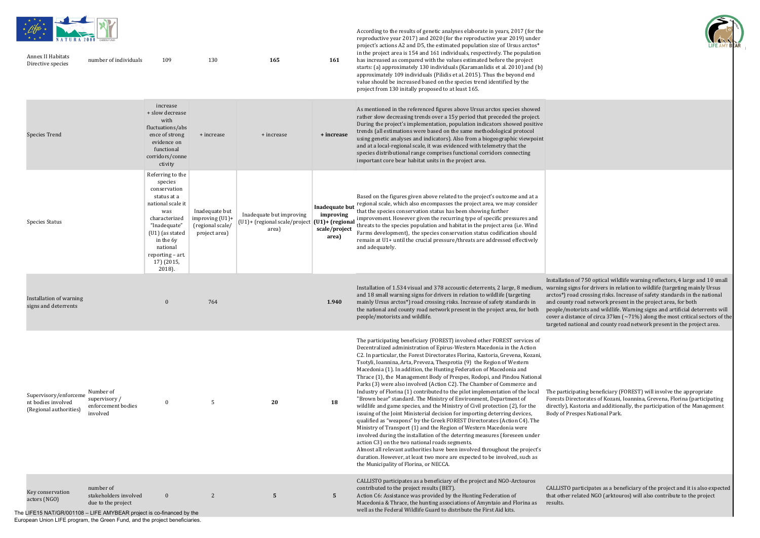| | | | | | | | |
|---|---|---|---|---|---|---|---|
| Annex II Habitats Directive species | number of individuals | 109 | 130 | **165** | **161** | According to the results of genetic analyses elaborate in years, 2017 (for the reproductive year 2017) and 2020 (for the reproductive year 2019) under project's actions A2 and D5, the estimated population size of Ursus arctos* in the project area is 154 and 161 individuals, respectively. The population has increased as compared with the values estimated before the project starts: (a) approximately 130 individuals (Karamanlidis et al. 2010) and (b) approximately 109 individuals (Pilidis et al. 2015). Thus the beyond end value should be increased based on the species trend identified by the project from 130 initally proposed to at least 165. | |
| Species Trend | | increase + slow decrease with fluctuations/absence of strong evidence on functional corridors/connectivity | + increase | + increase | **+ increase** | As mentioned in the referenced figures above Ursus arctos species showed rather slow decreasing trends over a 15y period that preceded the project. During the project's implementation, population indicators showed positive trends (all estimations were based on the same methodological protocol using genetic analyses and indicators). Also from a biogeographic viewpoint and at a local-regional scale, it was evidenced with telemetry that the species distributional range comprises functional corridors connecting important core bear habitat units in the project area. | |
| Species Status | | Referring to the species conservation status at a national scale it was characterized "Inadequate" (U1) (as stated in the 6y national reporting – art. 17) (2015, 2018). | Inadequate but improving (U1)+ (regional scale/ project area) | Inadequate but improving (U1)+ (regional scale/project area) | **Inadequate but improving (U1)+ (regional scale/project area)** | Based on the figures given above related to the project's outcome and at a regional scale, which also encompasses the project area, we may consider that the species conservation status has been showing further improvement. However given the recurring type of specific pressures and threats to the species population and habitat in the project area (i.e. Wind Farms development), the species conservation status codification should remain at U1+ until the crucial pressure/threats are addressed effectively and adequately. | |
| Installation of warning signs and deterrents | | 0 | 764 | | **1.940** | Installation of 1.534 visual and 378 accoustic deterrents, 2 large, 8 medium, and 18 small warning signs for drivers in relation to wildlife (targeting mainly Ursus arctos*) road crossing risks. Increase of safety standards in the national and county road network present in the project area, for both people/motorists and wildlife. | Installation of 750 optical wildlife warning reflectors, 4 large and 10 small warning signs for drivers in relation to wildlife (targeting mainly Ursus arctos*) road crossing risks. Increase of safety standards in the national and county road network present in the project area, for both people/motorists and wildlife. Warning signs and artificial deterrents will cover a distance of circa 37km (~71%) along the most critical sectors of the targeted national and county road network present in the project area. |
| Supervisory/enforcement bodies involved (Regional authorities) | Number of supervisory / enforcement bodies involved | 0 | 5 | **20** | **18** | The participating beneficiary (FOREST) involved other FOREST services of Decentralized administration of Epirus-Western Macedonia in the Action C2. In particular, the Forest Directorates Florina, Kastoria, Grevena, Kozani, Tsotyli, Ioannina, Arta, Preveza, Thesprotia (9) the Region of Western Macedonia (1). In addition, the Hunting Federation of Macedonia and Thrace (1), the Management Body of Prespes, Rodopi, and Pindou National Parks (3) were also involved (Action C2). The Chamber of Commerce and Industry of Florina (1) contributed to the pilot implementation of the local "Brown bear" standard. The Ministry of Environment, Department of wildlife and game species, and the Ministry of Civil protection (2), for the issuing of the Joint Ministerial decision for importing deterring devices, qualified as "weapons" by the Greek FOREST Directorates (Action C4). The Ministry of Transport (1) and the Region of Western Macedonia were involved during the installation of the deterring measures (foreseen under action C3) on the two national roads segments.<br>Almost all relevant authorities have been involved throughout the project's duration. However, at least two more are expected to be involved, such as the Municipality of Florina, or NECCA. | The participating beneficiary (FOREST) will involve the appropriate Forests Directorates of Kozani, Ioannina, Grevena, Florina (participating directly), Kastoria and additionally, the participation of the Management Body of Prespes National Park. |
| Key conservation actors (NGO) | number of stakeholders involved due to the project | 0 | 2 | **5** | **5** | CALLISTO participates as a beneficiary of the project and NGO-Arctouros contributed to the project results (BET).<br>Action C6: Assistance was provided by the Hunting Federation of Macedonia & Thrace, the hunting associations of Amyntaio and Florina as well as the Federal Wildlife Guard to distribute the First Aid kits. | CALLISTO participates as a beneficiary of the project and it is also expected that other related NGO (arktouros) will also contribute to the project results. |

The LIFE15 NAT/GR/001108 – LIFE AMYBEAR project is co-financed by the European Union LIFE program, the Green Fund, and the project beneficiaries.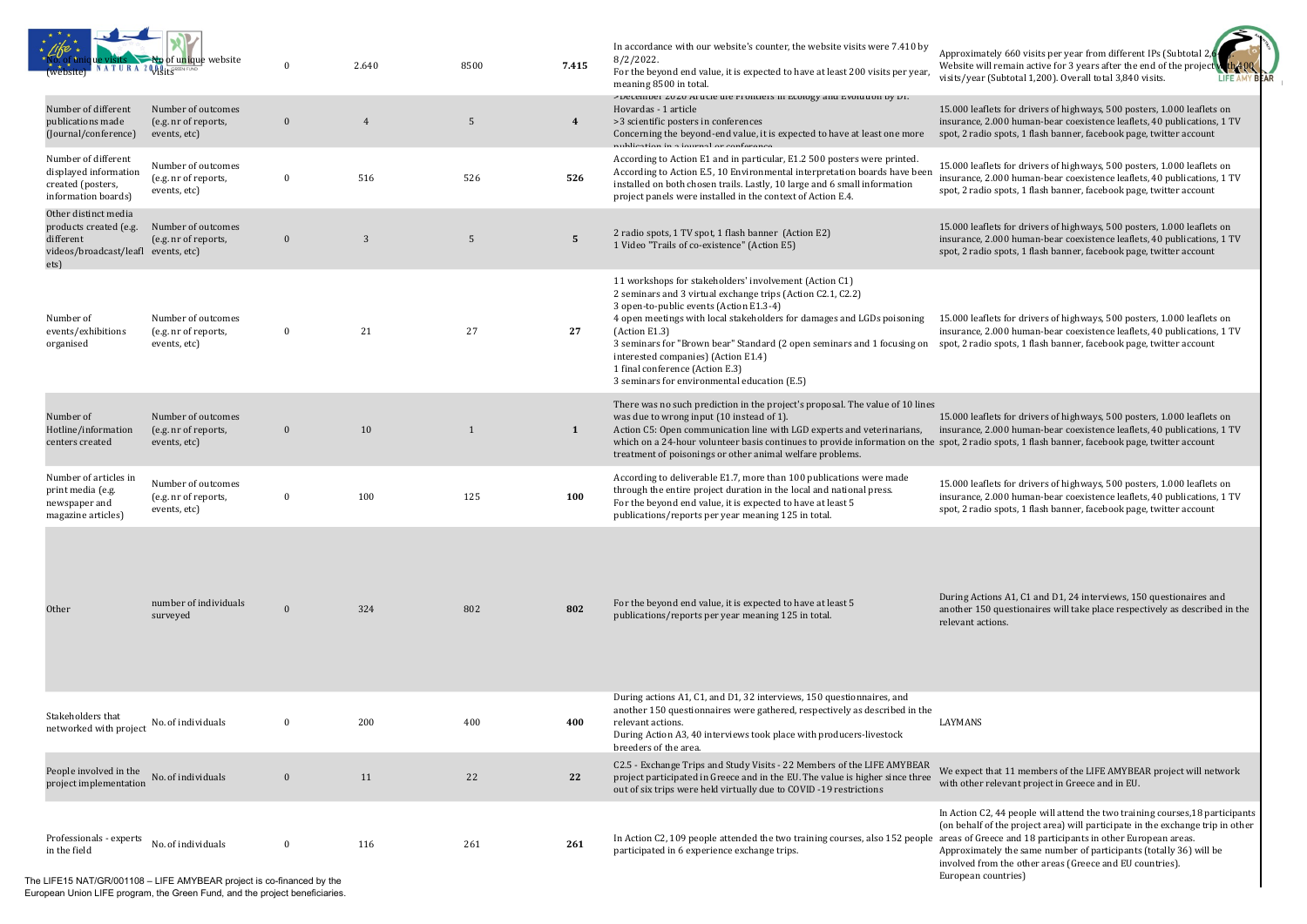| | | | | | | | |
|---|---|---|---|---|---|---|---|
| No of unique visits (website) | No of unique website visits | 0 | 2.640 | 8500 | 7.415 | In accordance with our website's counter, the website visits were 7.410 by 8/2/2022. For the beyond end value, it is expected to have at least 200 visits per year, meaning 8500 in total. | Approximately 660 visits per year from different IPs (Subtotal 2,640). Website will remain active for 3 years after the end of the project with 400 visits/year (Subtotal 1,200). Overall total 3,840 visits. |
| Number of different publications made (Journal/conference) | Number of outcomes (e.g. nr of reports, events, etc) | 0 | 4 | 5 | 4 | >December 2020 Article the Frontiers in Ecology and Evolution by Dr. Hovardas - 1 article >3 scientific posters in conferences Concerning the beyond-end value, it is expected to have at least one more publication in a journal or conference | 15.000 leaflets for drivers of highways, 500 posters, 1.000 leaflets on insurance, 2.000 human-bear coexistence leaflets, 40 publications, 1 TV spot, 2 radio spots, 1 flash banner, facebook page, twitter account |
| Number of different displayed information created (posters, information boards) | Number of outcomes (e.g. nr of reports, events, etc) | 0 | 516 | 526 | 526 | According to Action E1 and in particular, E1.2 500 posters were printed. According to Action E.5, 10 Environmental interpretation boards have been installed on both chosen trails. Lastly, 10 large and 6 small information project panels were installed in the context of Action E.4. | 15.000 leaflets for drivers of highways, 500 posters, 1.000 leaflets on insurance, 2.000 human-bear coexistence leaflets, 40 publications, 1 TV spot, 2 radio spots, 1 flash banner, facebook page, twitter account |
| Other distinct media products created (e.g. different videos/broadcast/leaflets) | Number of outcomes (e.g. nr of reports, events, etc) | 0 | 3 | 5 | 5 | 2 radio spots, 1 TV spot, 1 flash banner (Action E2) 1 Video "Trails of co-existence" (Action E5) | 15.000 leaflets for drivers of highways, 500 posters, 1.000 leaflets on insurance, 2.000 human-bear coexistence leaflets, 40 publications, 1 TV spot, 2 radio spots, 1 flash banner, facebook page, twitter account |
| Number of events/exhibitions organised | Number of outcomes (e.g. nr of reports, events, etc) | 0 | 21 | 27 | 27 | 11 workshops for stakeholders' involvement (Action C1) 2 seminars and 3 virtual exchange trips (Action C2.1, C2.2) 3 open-to-public events (Action E1.3-4) 4 open meetings with local stakeholders for damages and LGDs poisoning (Action E1.3) 3 seminars for "Brown bear" Standard (2 open seminars and 1 focusing on interested companies) (Action E1.4) 1 final conference (Action E.3) 3 seminars for environmental education (E.5) | 15.000 leaflets for drivers of highways, 500 posters, 1.000 leaflets on insurance, 2.000 human-bear coexistence leaflets, 40 publications, 1 TV spot, 2 radio spots, 1 flash banner, facebook page, twitter account |
| Number of Hotline/information centers created | Number of outcomes (e.g. nr of reports, events, etc) | 0 | 10 | 1 | 1 | There was no such prediction in the project's proposal. The value of 10 lines was due to wrong input (10 instead of 1). Action C5: Open communication line with LGD experts and veterinarians, which on a 24-hour volunteer basis continues to provide information on the treatment of poisonings or other animal welfare problems. | 15.000 leaflets for drivers of highways, 500 posters, 1.000 leaflets on insurance, 2.000 human-bear coexistence leaflets, 40 publications, 1 TV spot, 2 radio spots, 1 flash banner, facebook page, twitter account |
| Number of articles in print media (e.g. newspaper and magazine articles) | Number of outcomes (e.g. nr of reports, events, etc) | 0 | 100 | 125 | 100 | According to deliverable E1.7, more than 100 publications were made through the entire project duration in the local and national press. For the beyond end value, it is expected to have at least 5 publications/reports per year meaning 125 in total. | 15.000 leaflets for drivers of highways, 500 posters, 1.000 leaflets on insurance, 2.000 human-bear coexistence leaflets, 40 publications, 1 TV spot, 2 radio spots, 1 flash banner, facebook page, twitter account |
| Other | number of individuals surveyed | 0 | 324 | 802 | 802 | For the beyond end value, it is expected to have at least 5 publications/reports per year meaning 125 in total. | During Actions A1, C1 and D1, 24 interviews, 150 questionaires and another 150 questionaires will take place respectively as described in the relevant actions. |
| Stakeholders that networked with project | No. of individuals | 0 | 200 | 400 | 400 | During actions A1, C1, and D1, 32 interviews, 150 questionnaires, and another 150 questionnaires were gathered, respectively as described in the relevant actions. During Action A3, 40 interviews took place with producers-livestock breeders of the area. | LAYMANS |
| People involved in the project implementation | No. of individuals | 0 | 11 | 22 | 22 | C2.5 - Exchange Trips and Study Visits - 22 Members of the LIFE AMYBEAR project participated in Greece and in the EU. The value is higher since three out of six trips were held virtually due to COVID -19 restrictions | We expect that 11 members of the LIFE AMYBEAR project will network with other relevant project in Greece and in EU. |
| Professionals - experts in the field | No. of individuals | 0 | 116 | 261 | 261 | In Action C2, 109 people attended the two training courses, also 152 people participated in 6 experience exchange trips. | In Action C2, 44 people will attend the two training courses,18 participants (on behalf of the project area) will participate in the exchange trip in other areas of Greece and 18 participants in other European areas. Approximately the same number of participants (totally 36) will be involved from the other areas (Greece and EU countries). European countries) |

The LIFE15 NAT/GR/001108 – LIFE AMYBEAR project is co-financed by the European Union LIFE program, the Green Fund, and the project beneficiaries.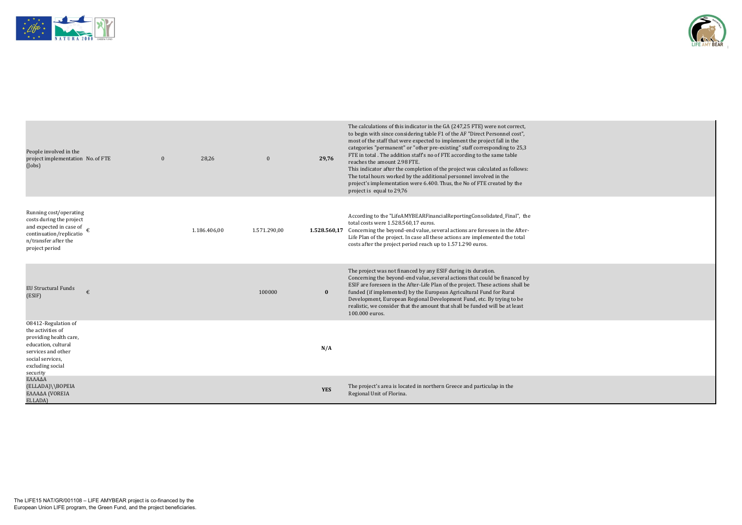| | | | | | | |
|---|---|---|---|---|---|---|
| People involved in the project implementation (Jobs) | No. of FTE | 0 | 28,26 | 0 | **29,76** | The calculations of this indicator in the GA (247,25 FTE) were not correct, to begin with since considering table F1 of the AF "Direct Personnel cost", most of the staff that were expected to implement the project fall in the categories "permanent" or "other pre-existing" staff corresponding to 25,3 FTE in total . The addition staff's no of FTE according to the same table reaches the amount 2.98 FTE.<br>This indicator after the completion of the project was calculated as follows: The total hours worked by the additional personnel involved in the project's implementation were 6.400. Thus, the No of FTE created by the project is equal to 29,76 |
| Running cost/operating costs during the project and expected in case of continuation/replication/transfer after the project period | € | | 1.186.406,00 | 1.571.290,00 | **1.528.560,17** | According to the "LifeAMYBEARFinancialReportingConsolidated_Final", the total costs were 1.528.560,17 euros.<br>Concerning the beyond-end value, several actions are foreseen in the After-Life Plan of the project. In case all these actions are implemented the total costs after the project period reach up to 1.571.290 euros. |
| EU Structural Funds (ESIF) | € | | | 100000 | **0** | The project was not financed by any ESIF during its duration.<br>Concerning the beyond-end value, several actions that could be financed by ESIF are foreseen in the After-Life Plan of the project. These actions shall be funded (if implemented) by the European Agricultural Fund for Rural Development, European Regional Development Fund, etc. By trying to be realistic, we consider that the amount that shall be funded will be at least 100.000 euros. |
| 08412-Regulation of the activities of providing health care, education, cultural services and other social services, excluding social security | | | | | **N/A** | |
| ΕΛΛΑΔΑ (ELLADA)\\ΒΟΡΕΙΑ ΕΛΛΑΔΑ (VOREIA ELLADA) | | | | | **YES** | The project's area is located in northern Greece and particulap in the Regional Unit of Florina. |

The LIFE15 NAT/GR/001108 – LIFE AMYBEAR project is co-financed by the European Union LIFE program, the Green Fund, and the project beneficiaries.